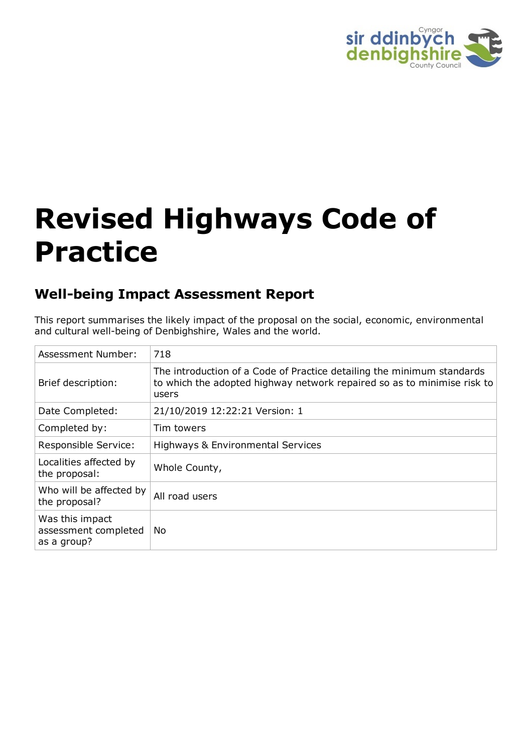# Revised Highways Code of Practice

## Well-being Impact Assessment Report

This report summarises the likely impact of the proposal on the social, economic, environmental and cultural well-being of Denbighshire, Wales and the world.

| | |
|---|---|
| Assessment Number: | 718 |
| Brief description: | The introduction of a Code of Practice detailing the minimum standards to which the adopted highway network repaired so as to minimise risk to users |
| Date Completed: | 21/10/2019 12:22:21 Version: 1 |
| Completed by: | Tim towers |
| Responsible Service: | Highways & Environmental Services |
| Localities affected by the proposal: | Whole County, |
| Who will be affected by the proposal? | All road users |
| Was this impact assessment completed as a group? | No |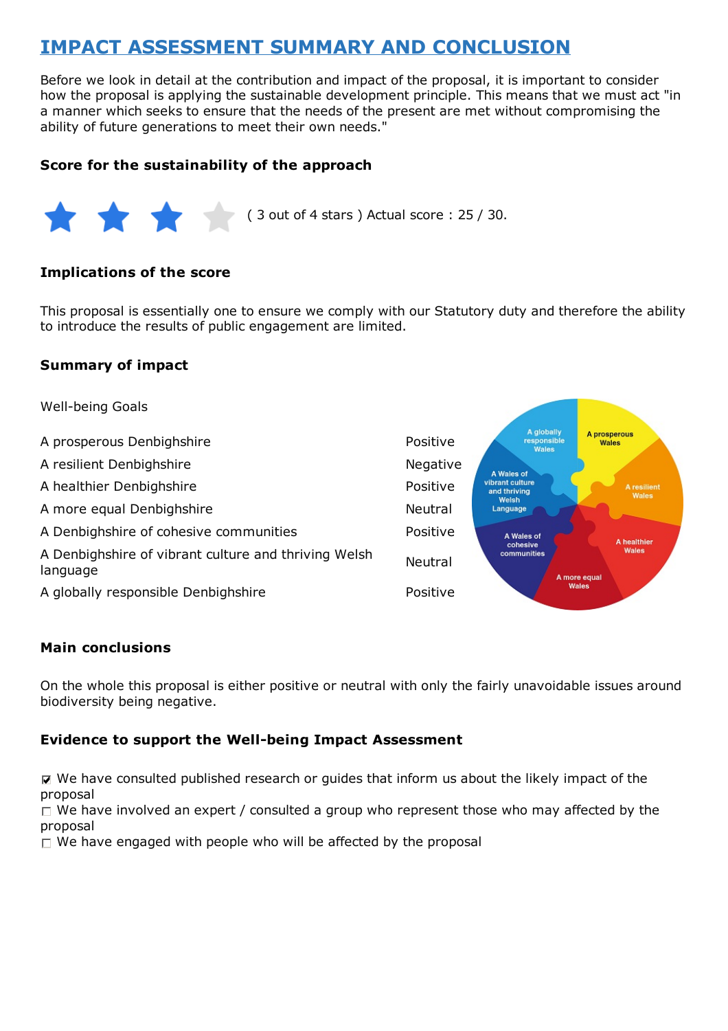# IMPACT ASSESSMENT SUMMARY AND CONCLUSION

Before we look in detail at the contribution and impact of the proposal, it is important to consider how the proposal is applying the sustainable development principle. This means that we must act "in a manner which seeks to ensure that the needs of the present are met without compromising the ability of future generations to meet their own needs."

### Score for the sustainability of the approach

( 3 out of 4 stars ) Actual score : 25 / 30.

### Implications of the score

This proposal is essentially one to ensure we comply with our Statutory duty and therefore the ability to introduce the results of public engagement are limited.

### Summary of impact

Well-being Goals

| | |
|---|---|
| A prosperous Denbighshire | Positive |
| A resilient Denbighshire | Negative |
| A healthier Denbighshire | Positive |
| A more equal Denbighshire | Neutral |
| A Denbighshire of cohesive communities | Positive |
| A Denbighshire of vibrant culture and thriving Welsh language | Neutral |
| A globally responsible Denbighshire | Positive |

### Main conclusions

On the whole this proposal is either positive or neutral with only the fairly unavoidable issues around biodiversity being negative.

### Evidence to support the Well-being Impact Assessment

- ☑ We have consulted published research or guides that inform us about the likely impact of the proposal
- ☐ We have involved an expert / consulted a group who represent those who may affected by the proposal
- ☐ We have engaged with people who will be affected by the proposal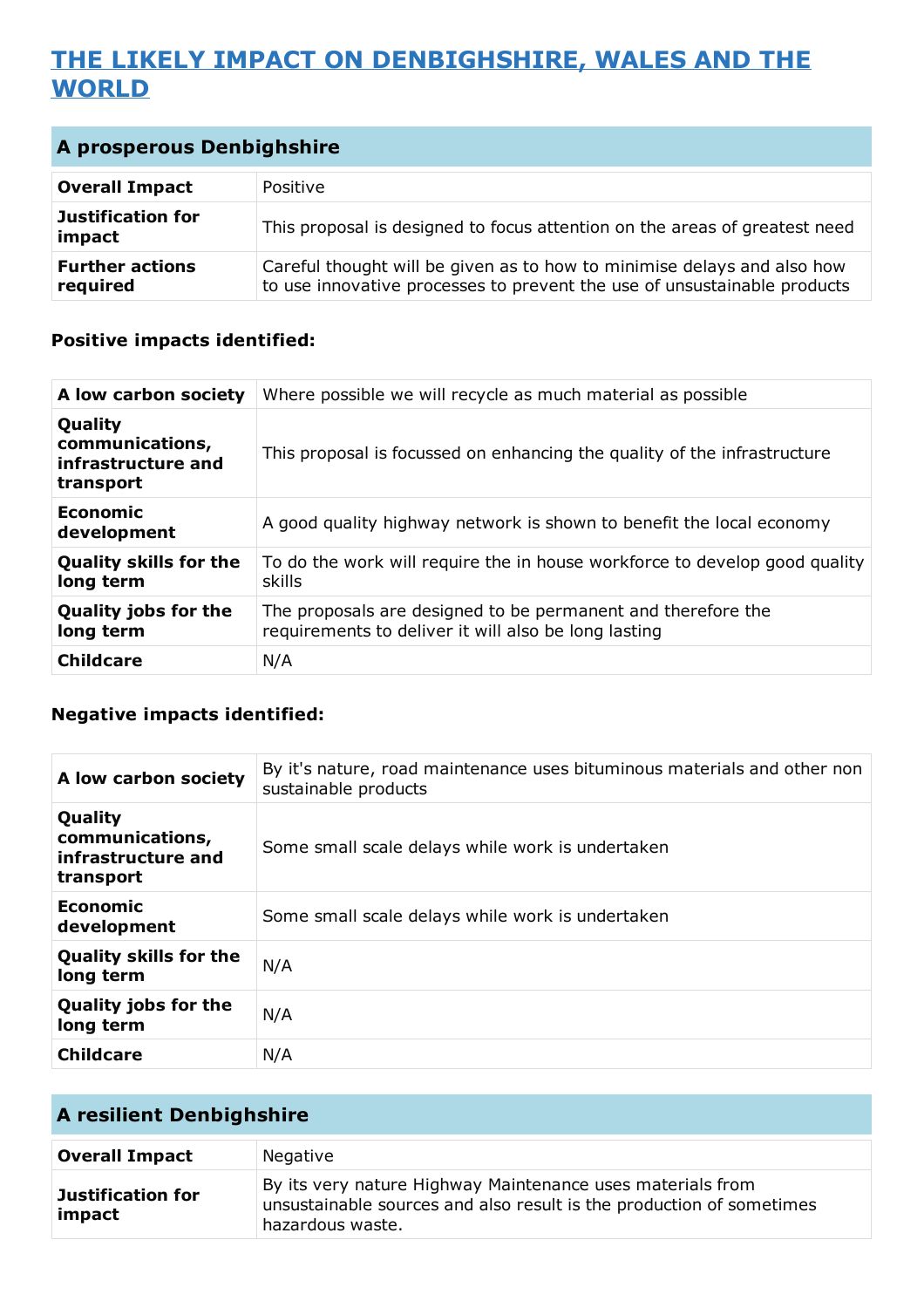# THE LIKELY IMPACT ON DENBIGHSHIRE, WALES AND THE WORLD

## A prosperous Denbighshire

| | |
|---|---|
| **Overall Impact** | Positive |
| **Justification for impact** | This proposal is designed to focus attention on the areas of greatest need |
| **Further actions required** | Careful thought will be given as to how to minimise delays and also how to use innovative processes to prevent the use of unsustainable products |

### Positive impacts identified:

| | |
|---|---|
| **A low carbon society** | Where possible we will recycle as much material as possible |
| **Quality communications, infrastructure and transport** | This proposal is focussed on enhancing the quality of the infrastructure |
| **Economic development** | A good quality highway network is shown to benefit the local economy |
| **Quality skills for the long term** | To do the work will require the in house workforce to develop good quality skills |
| **Quality jobs for the long term** | The proposals are designed to be permanent and therefore the requirements to deliver it will also be long lasting |
| **Childcare** | N/A |

### Negative impacts identified:

| | |
|---|---|
| **A low carbon society** | By it's nature, road maintenance uses bituminous materials and other non sustainable products |
| **Quality communications, infrastructure and transport** | Some small scale delays while work is undertaken |
| **Economic development** | Some small scale delays while work is undertaken |
| **Quality skills for the long term** | N/A |
| **Quality jobs for the long term** | N/A |
| **Childcare** | N/A |

## A resilient Denbighshire

| | |
|---|---|
| **Overall Impact** | Negative |
| **Justification for impact** | By its very nature Highway Maintenance uses materials from unsustainable sources and also result is the production of sometimes hazardous waste. |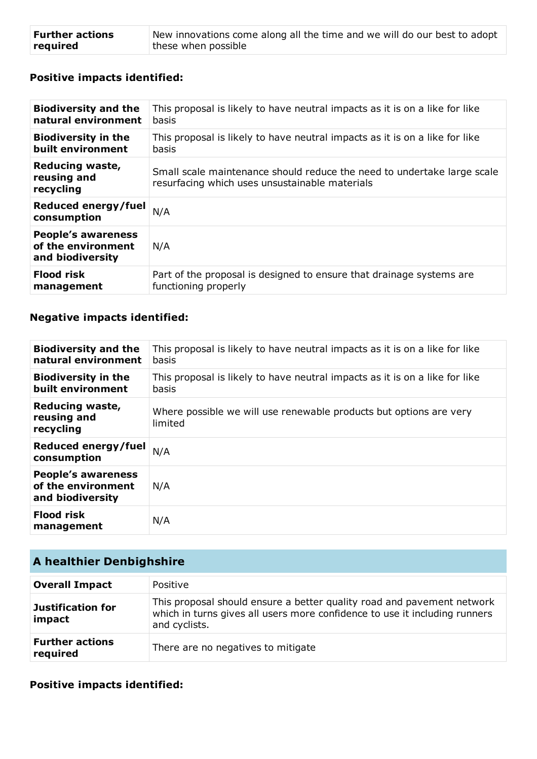| **Further actions required** | New innovations come along all the time and we will do our best to adopt these when possible |
|---|---|

### Positive impacts identified:

| **Biodiversity and the natural environment** | This proposal is likely to have neutral impacts as it is on a like for like basis |
|---|---|
| **Biodiversity in the built environment** | This proposal is likely to have neutral impacts as it is on a like for like basis |
| **Reducing waste, reusing and recycling** | Small scale maintenance should reduce the need to undertake large scale resurfacing which uses unsustainable materials |
| **Reduced energy/fuel consumption** | N/A |
| **People's awareness of the environment and biodiversity** | N/A |
| **Flood risk management** | Part of the proposal is designed to ensure that drainage systems are functioning properly |

### Negative impacts identified:

| **Biodiversity and the natural environment** | This proposal is likely to have neutral impacts as it is on a like for like basis |
|---|---|
| **Biodiversity in the built environment** | This proposal is likely to have neutral impacts as it is on a like for like basis |
| **Reducing waste, reusing and recycling** | Where possible we will use renewable products but options are very limited |
| **Reduced energy/fuel consumption** | N/A |
| **People's awareness of the environment and biodiversity** | N/A |
| **Flood risk management** | N/A |

## A healthier Denbighshire

| **Overall Impact** | Positive |
|---|---|
| **Justification for impact** | This proposal should ensure a better quality road and pavement network which in turns gives all users more confidence to use it including runners and cyclists. |
| **Further actions required** | There are no negatives to mitigate |

### Positive impacts identified: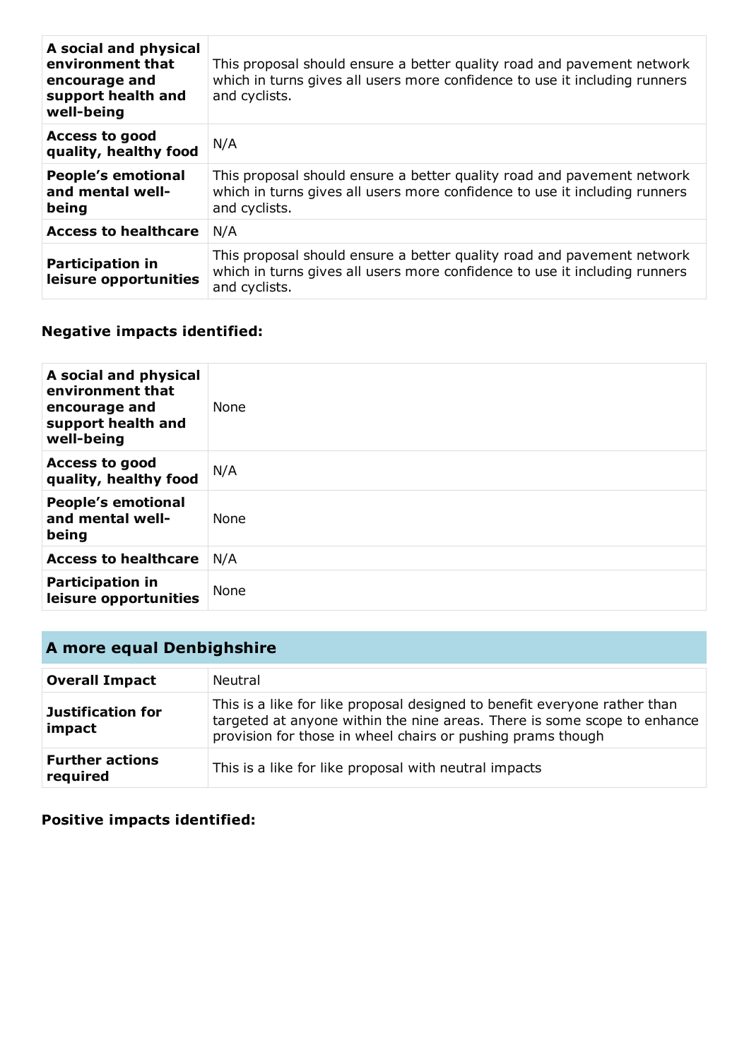| | |
|---|---|
| **A social and physical environment that encourage and support health and well-being** | This proposal should ensure a better quality road and pavement network which in turns gives all users more confidence to use it including runners and cyclists. |
| **Access to good quality, healthy food** | N/A |
| **People's emotional and mental well-being** | This proposal should ensure a better quality road and pavement network which in turns gives all users more confidence to use it including runners and cyclists. |
| **Access to healthcare** | N/A |
| **Participation in leisure opportunities** | This proposal should ensure a better quality road and pavement network which in turns gives all users more confidence to use it including runners and cyclists. |

**Negative impacts identified:**

| | |
|---|---|
| **A social and physical environment that encourage and support health and well-being** | None |
| **Access to good quality, healthy food** | N/A |
| **People's emotional and mental well-being** | None |
| **Access to healthcare** | N/A |
| **Participation in leisure opportunities** | None |

## A more equal Denbighshire

| | |
|---|---|
| **Overall Impact** | Neutral |
| **Justification for impact** | This is a like for like proposal designed to benefit everyone rather than targeted at anyone within the nine areas. There is some scope to enhance provision for those in wheel chairs or pushing prams though |
| **Further actions required** | This is a like for like proposal with neutral impacts |

**Positive impacts identified:**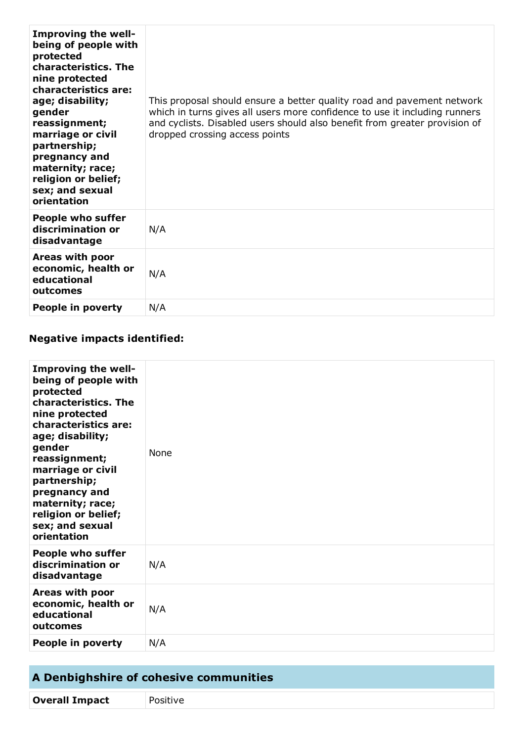| | |
|---|---|
| **Improving the well-being of people with protected characteristics. The nine protected characteristics are: age; disability; gender reassignment; marriage or civil partnership; pregnancy and maternity; race; religion or belief; sex; and sexual orientation** | This proposal should ensure a better quality road and pavement network which in turns gives all users more confidence to use it including runners and cyclists. Disabled users should also benefit from greater provision of dropped crossing access points |
| **People who suffer discrimination or disadvantage** | N/A |
| **Areas with poor economic, health or educational outcomes** | N/A |
| **People in poverty** | N/A |

### Negative impacts identified:

| | |
|---|---|
| **Improving the well-being of people with protected characteristics. The nine protected characteristics are: age; disability; gender reassignment; marriage or civil partnership; pregnancy and maternity; race; religion or belief; sex; and sexual orientation** | None |
| **People who suffer discrimination or disadvantage** | N/A |
| **Areas with poor economic, health or educational outcomes** | N/A |
| **People in poverty** | N/A |

## A Denbighshire of cohesive communities

| | |
|---|---|
| **Overall Impact** | Positive |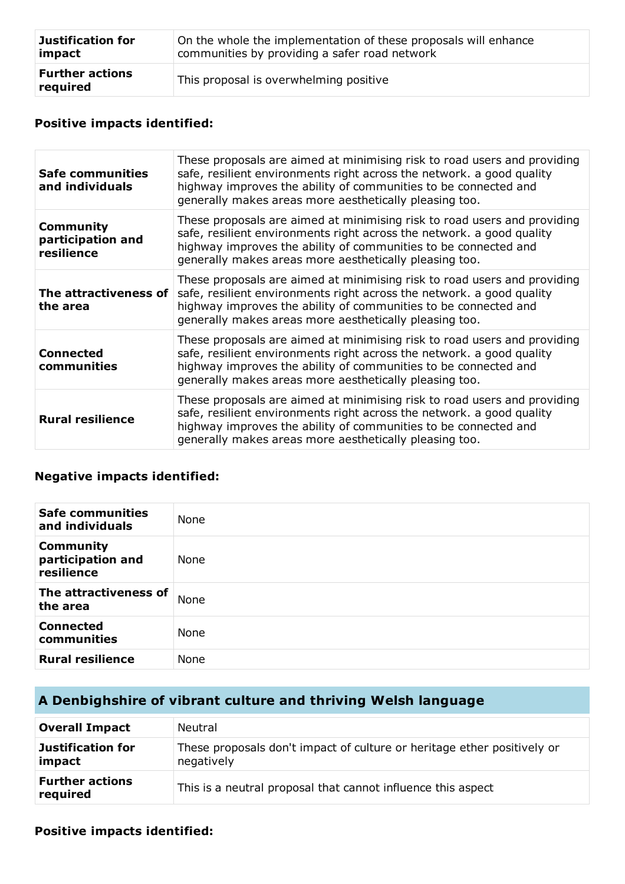| | |
|---|---|
| **Justification for impact** | On the whole the implementation of these proposals will enhance communities by providing a safer road network |
| **Further actions required** | This proposal is overwhelming positive |

**Positive impacts identified:**

| | |
|---|---|
| **Safe communities and individuals** | These proposals are aimed at minimising risk to road users and providing safe, resilient environments right across the network. a good quality highway improves the ability of communities to be connected and generally makes areas more aesthetically pleasing too. |
| **Community participation and resilience** | These proposals are aimed at minimising risk to road users and providing safe, resilient environments right across the network. a good quality highway improves the ability of communities to be connected and generally makes areas more aesthetically pleasing too. |
| **The attractiveness of the area** | These proposals are aimed at minimising risk to road users and providing safe, resilient environments right across the network. a good quality highway improves the ability of communities to be connected and generally makes areas more aesthetically pleasing too. |
| **Connected communities** | These proposals are aimed at minimising risk to road users and providing safe, resilient environments right across the network. a good quality highway improves the ability of communities to be connected and generally makes areas more aesthetically pleasing too. |
| **Rural resilience** | These proposals are aimed at minimising risk to road users and providing safe, resilient environments right across the network. a good quality highway improves the ability of communities to be connected and generally makes areas more aesthetically pleasing too. |

**Negative impacts identified:**

| | |
|---|---|
| **Safe communities and individuals** | None |
| **Community participation and resilience** | None |
| **The attractiveness of the area** | None |
| **Connected communities** | None |
| **Rural resilience** | None |

## A Denbighshire of vibrant culture and thriving Welsh language

| | |
|---|---|
| **Overall Impact** | Neutral |
| **Justification for impact** | These proposals don't impact of culture or heritage ether positively or negatively |
| **Further actions required** | This is a neutral proposal that cannot influence this aspect |

**Positive impacts identified:**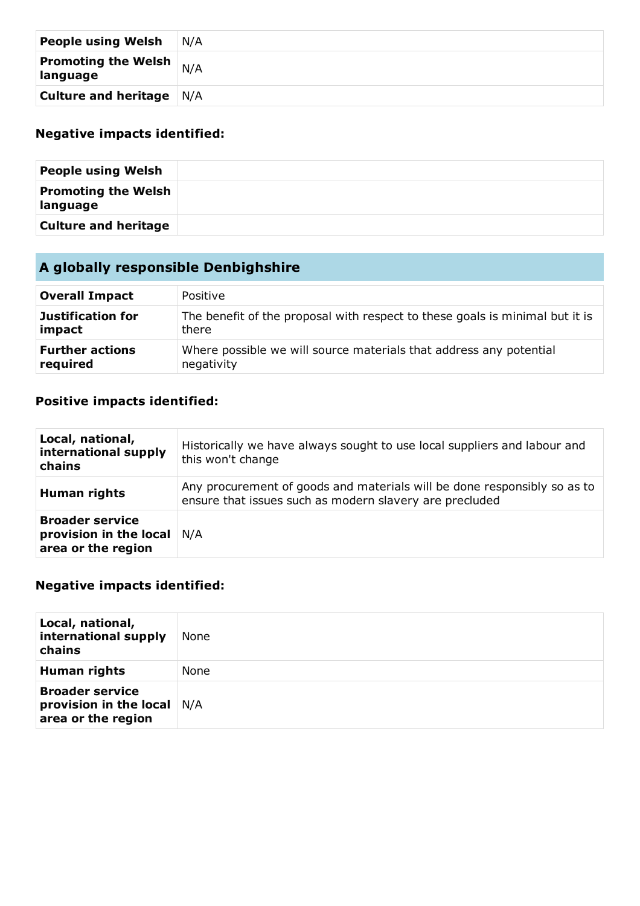| | |
|---|---|
| **People using Welsh** | N/A |
| **Promoting the Welsh language** | N/A |
| **Culture and heritage** | N/A |

### Negative impacts identified:

| | |
|---|---|
| **People using Welsh** | |
| **Promoting the Welsh language** | |
| **Culture and heritage** | |

## A globally responsible Denbighshire

| | |
|---|---|
| **Overall Impact** | Positive |
| **Justification for impact** | The benefit of the proposal with respect to these goals is minimal but it is there |
| **Further actions required** | Where possible we will source materials that address any potential negativity |

### Positive impacts identified:

| | |
|---|---|
| **Local, national, international supply chains** | Historically we have always sought to use local suppliers and labour and this won't change |
| **Human rights** | Any procurement of goods and materials will be done responsibly so as to ensure that issues such as modern slavery are precluded |
| **Broader service provision in the local area or the region** | N/A |

### Negative impacts identified:

| | |
|---|---|
| **Local, national, international supply chains** | None |
| **Human rights** | None |
| **Broader service provision in the local area or the region** | N/A |